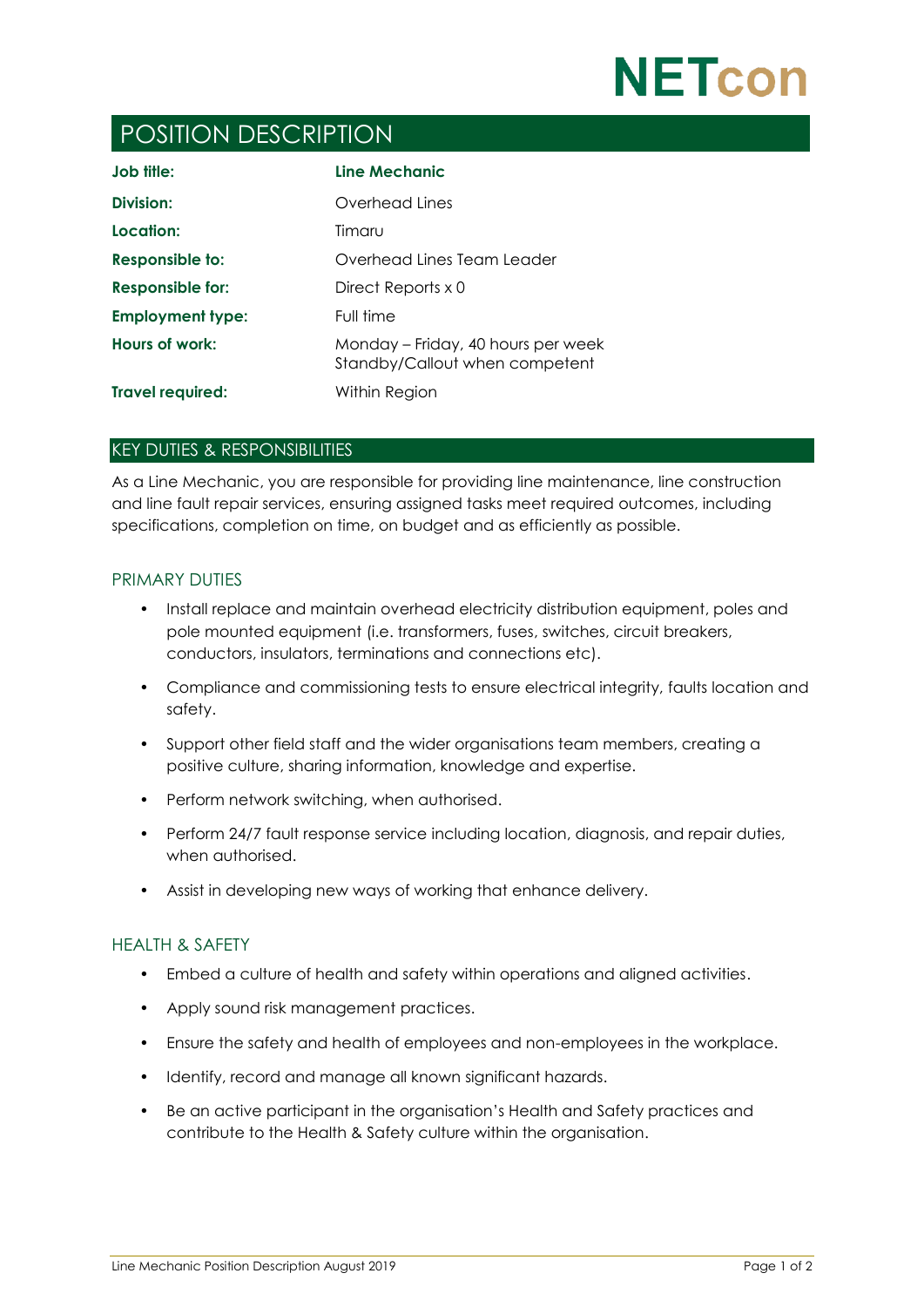NETcon

# POSITION DESCRIPTION

| | |
|---|---|
| **Job title:** | **Line Mechanic** |
| **Division:** | Overhead Lines |
| **Location:** | Timaru |
| **Responsible to:** | Overhead Lines Team Leader |
| **Responsible for:** | Direct Reports x 0 |
| **Employment type:** | Full time |
| **Hours of work:** | Monday – Friday, 40 hours per week<br>Standby/Callout when competent |
| **Travel required:** | Within Region |

## KEY DUTIES & RESPONSIBILITIES

As a Line Mechanic, you are responsible for providing line maintenance, line construction and line fault repair services, ensuring assigned tasks meet required outcomes, including specifications, completion on time, on budget and as efficiently as possible.

### PRIMARY DUTIES

- Install replace and maintain overhead electricity distribution equipment, poles and pole mounted equipment (i.e. transformers, fuses, switches, circuit breakers, conductors, insulators, terminations and connections etc).
- Compliance and commissioning tests to ensure electrical integrity, faults location and safety.
- Support other field staff and the wider organisations team members, creating a positive culture, sharing information, knowledge and expertise.
- Perform network switching, when authorised.
- Perform 24/7 fault response service including location, diagnosis, and repair duties, when authorised.
- Assist in developing new ways of working that enhance delivery.

### HEALTH & SAFETY

- Embed a culture of health and safety within operations and aligned activities.
- Apply sound risk management practices.
- Ensure the safety and health of employees and non-employees in the workplace.
- Identify, record and manage all known significant hazards.
- Be an active participant in the organisation's Health and Safety practices and contribute to the Health & Safety culture within the organisation.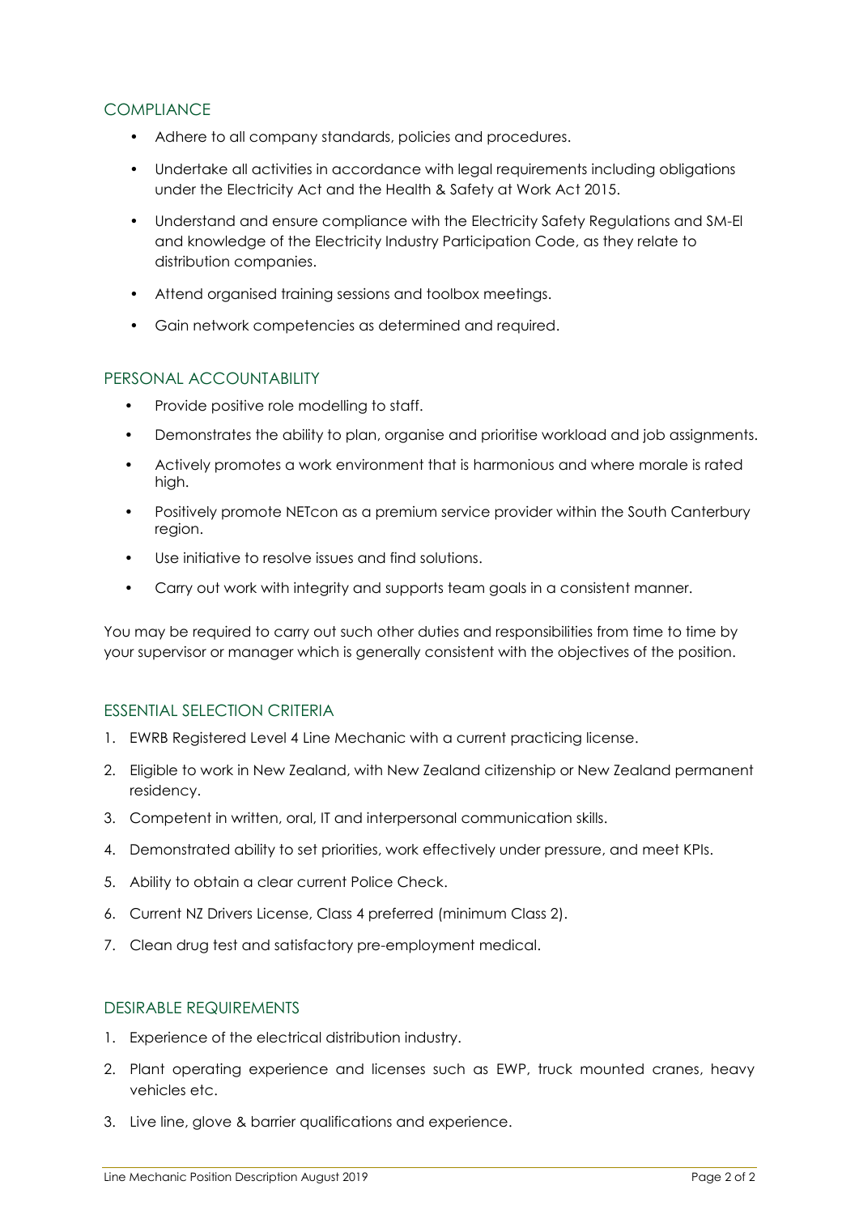## COMPLIANCE

- Adhere to all company standards, policies and procedures.
- Undertake all activities in accordance with legal requirements including obligations under the Electricity Act and the Health & Safety at Work Act 2015.
- Understand and ensure compliance with the Electricity Safety Regulations and SM-EI and knowledge of the Electricity Industry Participation Code, as they relate to distribution companies.
- Attend organised training sessions and toolbox meetings.
- Gain network competencies as determined and required.

## PERSONAL ACCOUNTABILITY

- Provide positive role modelling to staff.
- Demonstrates the ability to plan, organise and prioritise workload and job assignments.
- Actively promotes a work environment that is harmonious and where morale is rated high.
- Positively promote NETcon as a premium service provider within the South Canterbury region.
- Use initiative to resolve issues and find solutions.
- Carry out work with integrity and supports team goals in a consistent manner.

You may be required to carry out such other duties and responsibilities from time to time by your supervisor or manager which is generally consistent with the objectives of the position.

## ESSENTIAL SELECTION CRITERIA

1. EWRB Registered Level 4 Line Mechanic with a current practicing license.
2. Eligible to work in New Zealand, with New Zealand citizenship or New Zealand permanent residency.
3. Competent in written, oral, IT and interpersonal communication skills.
4. Demonstrated ability to set priorities, work effectively under pressure, and meet KPIs.
5. Ability to obtain a clear current Police Check.
6. Current NZ Drivers License, Class 4 preferred (minimum Class 2).
7. Clean drug test and satisfactory pre-employment medical.

## DESIRABLE REQUIREMENTS

1. Experience of the electrical distribution industry.
2. Plant operating experience and licenses such as EWP, truck mounted cranes, heavy vehicles etc.
3. Live line, glove & barrier qualifications and experience.